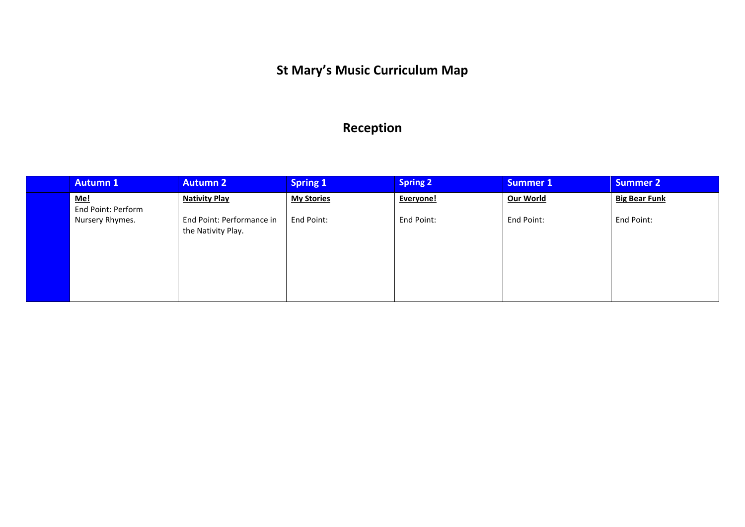# St Mary's Music Curriculum Map

## Reception

| | Autumn 1 | Autumn 2 | Spring 1 | Spring 2 | Summer 1 | Summer 2 |
|---|---|---|---|---|---|---|
| | **Me!**<br>End Point: Perform Nursery Rhymes. | **Nativity Play**<br><br>End Point: Performance in the Nativity Play. | **My Stories**<br><br>End Point: | **Everyone!**<br><br>End Point: | **Our World**<br><br>End Point: | **Big Bear Funk**<br><br>End Point: |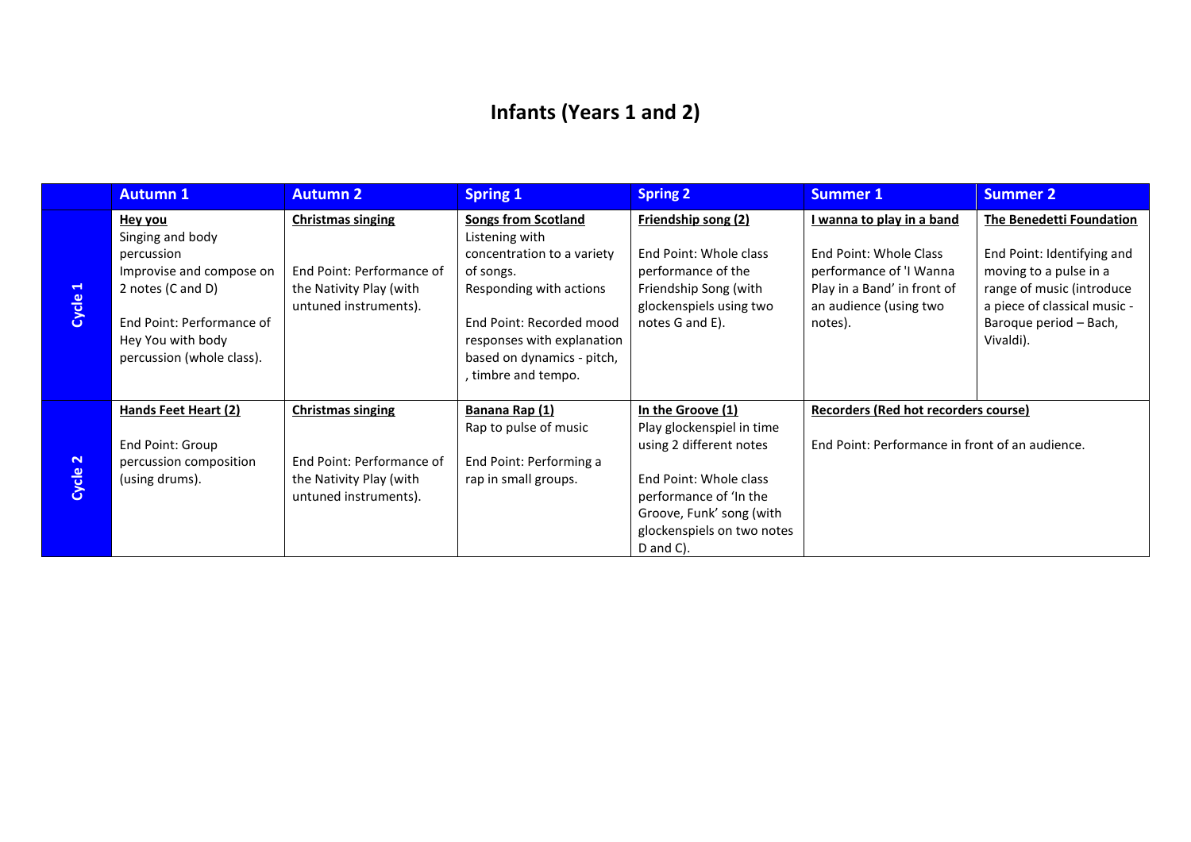# Infants (Years 1 and 2)

| | Autumn 1 | Autumn 2 | Spring 1 | Spring 2 | Summer 1 | Summer 2 |
|---|---|---|---|---|---|---|
| **Cycle 1** | **Hey you**<br>Singing and body percussion<br>Improvise and compose on 2 notes (C and D)<br><br>End Point: Performance of Hey You with body percussion (whole class). | **Christmas singing**<br><br>End Point: Performance of the Nativity Play (with untuned instruments). | **Songs from Scotland**<br>Listening with concentration to a variety of songs.<br>Responding with actions<br><br>End Point: Recorded mood responses with explanation based on dynamics - pitch, , timbre and tempo. | **Friendship song (2)**<br><br>End Point: Whole class performance of the Friendship Song (with glockenspiels using two notes G and E). | **I wanna to play in a band**<br><br>End Point: Whole Class performance of 'I Wanna Play in a Band' in front of an audience (using two notes). | **The Benedetti Foundation**<br><br>End Point: Identifying and moving to a pulse in a range of music (introduce a piece of classical music - Baroque period – Bach, Vivaldi). |
| **Cycle 2** | **Hands Feet Heart (2)**<br><br>End Point: Group percussion composition (using drums). | **Christmas singing**<br><br>End Point: Performance of the Nativity Play (with untuned instruments). | **Banana Rap (1)**<br>Rap to pulse of music<br><br>End Point: Performing a rap in small groups. | **In the Groove (1)**<br>Play glockenspiel in time using 2 different notes<br><br>End Point: Whole class performance of 'In the Groove, Funk' song (with glockenspiels on two notes D and C). | **Recorders (Red hot recorders course)**<br><br>End Point: Performance in front of an audience. | |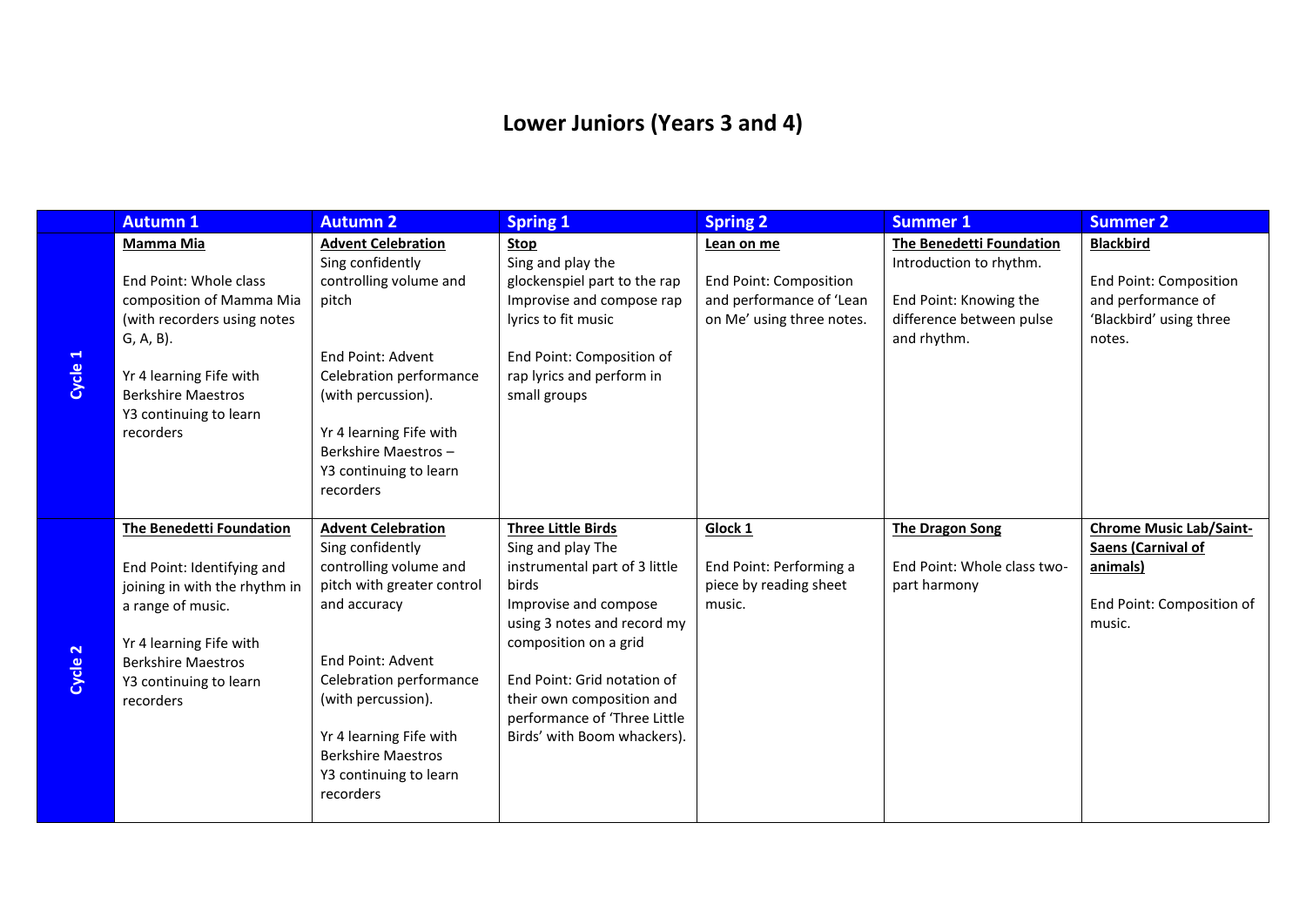# Lower Juniors (Years 3 and 4)

| | Autumn 1 | Autumn 2 | Spring 1 | Spring 2 | Summer 1 | Summer 2 |
|---|---|---|---|---|---|---|
| **Cycle 1** | **Mamma Mia**<br><br>End Point: Whole class composition of Mamma Mia (with recorders using notes G, A, B).<br><br>Yr 4 learning Fife with Berkshire Maestros<br>Y3 continuing to learn recorders | **Advent Celebration**<br>Sing confidently controlling volume and pitch<br><br>End Point: Advent Celebration performance (with percussion).<br><br>Yr 4 learning Fife with Berkshire Maestros – Y3 continuing to learn recorders | **Stop**<br>Sing and play the glockenspiel part to the rap<br>Improvise and compose rap lyrics to fit music<br><br>End Point: Composition of rap lyrics and perform in small groups | **Lean on me**<br><br>End Point: Composition and performance of 'Lean on Me' using three notes. | **The Benedetti Foundation**<br>Introduction to rhythm.<br><br>End Point: Knowing the difference between pulse and rhythm. | **Blackbird**<br><br>End Point: Composition and performance of 'Blackbird' using three notes. |
| **Cycle 2** | **The Benedetti Foundation**<br><br>End Point: Identifying and joining in with the rhythm in a range of music.<br><br>Yr 4 learning Fife with Berkshire Maestros<br>Y3 continuing to learn recorders | **Advent Celebration**<br>Sing confidently controlling volume and pitch with greater control and accuracy<br><br>End Point: Advent Celebration performance (with percussion).<br><br>Yr 4 learning Fife with Berkshire Maestros<br>Y3 continuing to learn recorders | **Three Little Birds**<br>Sing and play The instrumental part of 3 little birds<br>Improvise and compose using 3 notes and record my composition on a grid<br><br>End Point: Grid notation of their own composition and performance of 'Three Little Birds' with Boom whackers). | **Glock 1**<br><br>End Point: Performing a piece by reading sheet music. | **The Dragon Song**<br><br>End Point: Whole class two-part harmony | **Chrome Music Lab/Saint-Saens (Carnival of animals)**<br><br>End Point: Composition of music. |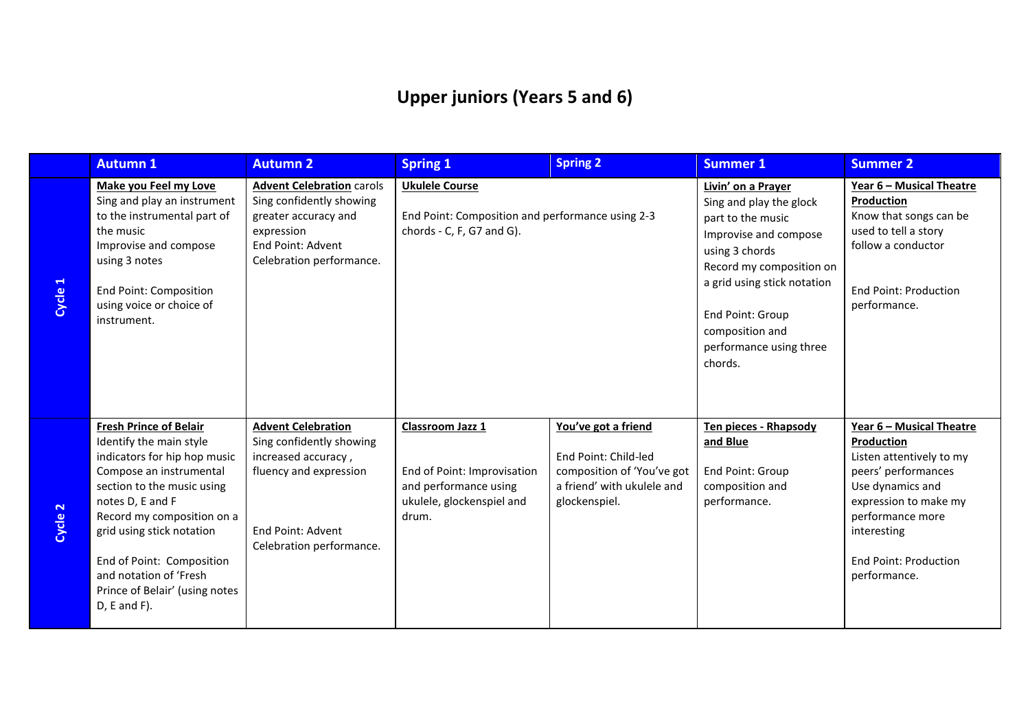# Upper juniors (Years 5 and 6)

| | Autumn 1 | Autumn 2 | Spring 1 | Spring 2 | Summer 1 | Summer 2 |
|---|---|---|---|---|---|---|
| Cycle 1 | **Make you Feel my Love**<br>Sing and play an instrument to the instrumental part of the music<br>Improvise and compose using 3 notes<br><br>End Point: Composition using voice or choice of instrument. | **Advent Celebration** carols<br>Sing confidently showing greater accuracy and expression<br>End Point: Advent Celebration performance. | **Ukulele Course**<br><br>End Point: Composition and performance using 2-3 chords - C, F, G7 and G). | | **Livin' on a Prayer**<br>Sing and play the glock part to the music<br>Improvise and compose using 3 chords<br>Record my composition on a grid using stick notation<br><br>End Point: Group composition and performance using three chords. | **Year 6 – Musical Theatre Production**<br>Know that songs can be used to tell a story<br>follow a conductor<br><br>End Point: Production performance. |
| Cycle 2 | **Fresh Prince of Belair**<br>Identify the main style indicators for hip hop music<br>Compose an instrumental section to the music using notes D, E and F<br>Record my composition on a grid using stick notation<br><br>End of Point: Composition and notation of 'Fresh Prince of Belair' (using notes D, E and F). | **Advent Celebration**<br>Sing confidently showing increased accuracy , fluency and expression<br><br>End Point: Advent Celebration performance. | **Classroom Jazz 1**<br><br>End of Point: Improvisation and performance using ukulele, glockenspiel and drum. | **You've got a friend**<br><br>End Point: Child-led composition of 'You've got a friend' with ukulele and glockenspiel. | **Ten pieces - Rhapsody and Blue**<br><br>End Point: Group composition and performance. | **Year 6 – Musical Theatre Production**<br>Listen attentively to my peers' performances<br>Use dynamics and expression to make my performance more interesting<br><br>End Point: Production performance. |